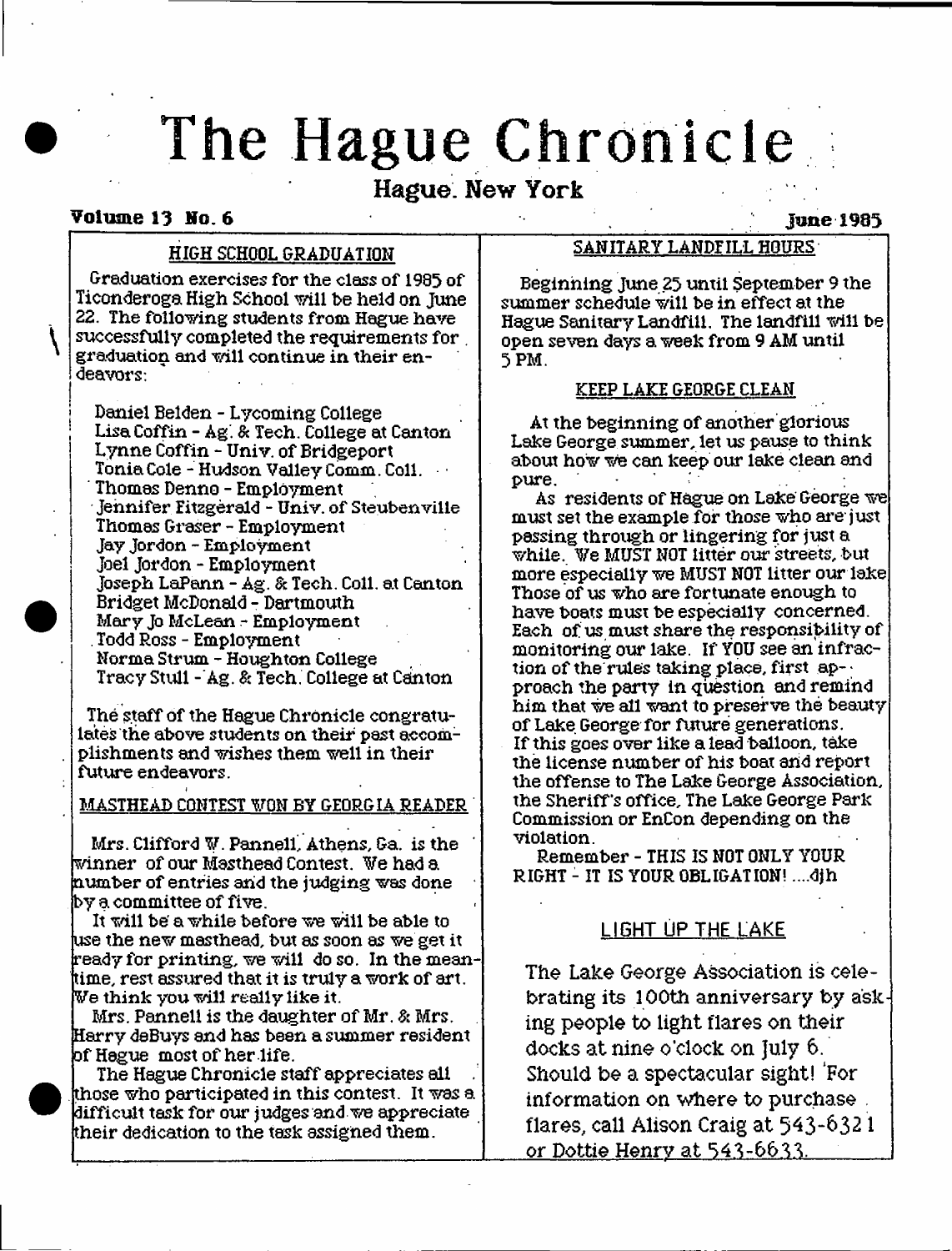# The Hague Chronicle

## Hague. New York

**Volume 13 No. 6** **June 1985**

### HIGH SCHOOL GRADUATION

Graduation exercises for the class of 1985 of Ticonderoga High School will be held on June 22. The following students from Hague have successfully completed the requirements for graduation and will continue in their endeavors:

Daniel Belden - Lycoming College
Lisa Coffin - Ag. & Tech. College at Canton
Lynne Coffin - Univ. of Bridgeport
Tonia Cole - Hudson Valley Comm. Coll.
Thomas Denno - Employment
Jennifer Fitzgerald - Univ. of Steubenville
Thomas Graser - Employment
Jay Jordon - Employment
Joel Jordon - Employment
Joseph LaPann - Ag. & Tech. Coll. at Canton
Bridget McDonald - Dartmouth
Mary Jo McLean - Employment
Todd Ross - Employment
Norma Strum - Houghton College
Tracy Stull - Ag. & Tech. College at Canton

The staff of the Hague Chronicle congratulates the above students on their past accomplishments and wishes them well in their future endeavors.

### MASTHEAD CONTEST WON BY GEORGIA READER

Mrs. Clifford W. Pannell, Athens, Ga. is the winner of our Masthead Contest. We had a number of entries and the judging was done by a committee of five.

It will be a while before we will be able to use the new masthead, but as soon as we get it ready for printing, we will do so. In the meantime, rest assured that it is truly a work of art. We think you will really like it.

Mrs. Pannell is the daughter of Mr. & Mrs. Harry deBuys and has been a summer resident of Hague most of her life.

The Hague Chronicle staff appreciates all those who participated in this contest. It was a difficult task for our judges and we appreciate their dedication to the task assigned them.

### SANITARY LANDFILL HOURS

Beginning June 25 until September 9 the summer schedule will be in effect at the Hague Sanitary Landfill. The landfill will be open seven days a week from 9 AM until 5 PM.

### KEEP LAKE GEORGE CLEAN

At the beginning of another glorious Lake George summer, let us pause to think about how we can keep our lake clean and pure.

As residents of Hague on Lake George we must set the example for those who are just passing through or lingering for just a while. We MUST NOT litter our streets, but more especially we MUST NOT litter our lake. Those of us who are fortunate enough to have boats must be especially concerned. Each of us must share the responsibility of monitoring our lake. If YOU see an infraction of the rules taking place, first approach the party in question and remind him that we all want to preserve the beauty of Lake George for future generations. If this goes over like a lead balloon, take the license number of his boat and report the offense to The Lake George Association, the Sheriff's office, The Lake George Park Commission or EnCon depending on the violation.

Remember - THIS IS NOT ONLY YOUR RIGHT - IT IS YOUR OBLIGATION! ....djh

### LIGHT UP THE LAKE

The Lake George Association is celebrating its 100th anniversary by asking people to light flares on their docks at nine o'clock on July 6. Should be a spectacular sight! For information on where to purchase flares, call Alison Craig at 543-6321 or Dottie Henry at 543-6633.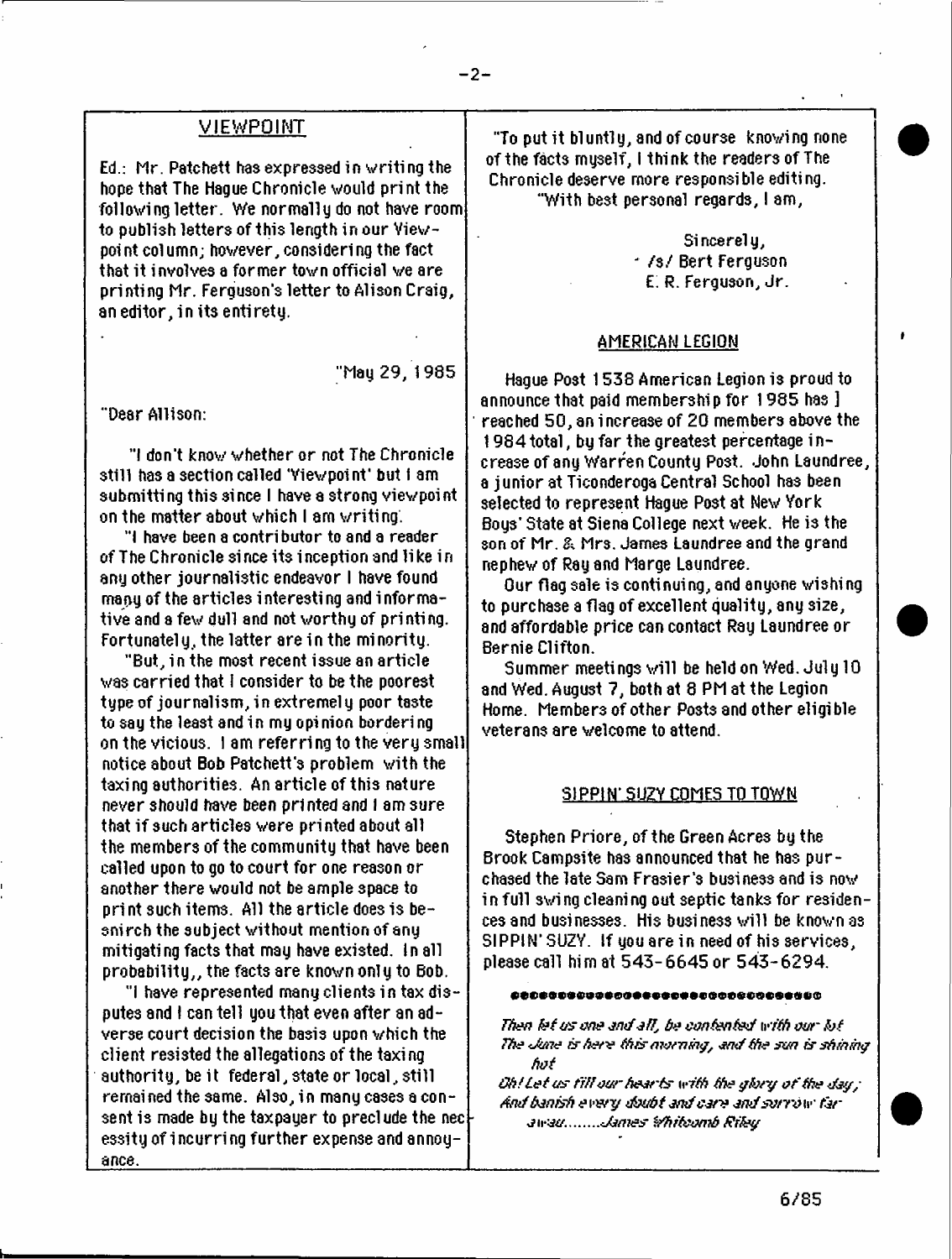## VIEWPOINT

Ed.: Mr. Patchett has expressed in writing the hope that The Hague Chronicle would print the following letter. We normally do not have room to publish letters of this length in our Viewpoint column; however, considering the fact that it involves a former town official we are printing Mr. Ferguson's letter to Alison Craig, an editor, in its entirety.

"May 29, 1985

"Dear Allison:

"I don't know whether or not The Chronicle still has a section called 'Viewpoint' but I am submitting this since I have a strong viewpoint on the matter about which I am writing.

"I have been a contributor to and a reader of The Chronicle since its inception and like in any other journalistic endeavor I have found many of the articles interesting and informative and a few dull and not worthy of printing. Fortunately, the latter are in the minority.

"But, in the most recent issue an article was carried that I consider to be the poorest type of journalism, in extremely poor taste to say the least and in my opinion bordering on the vicious. I am referring to the very small notice about Bob Patchett's problem with the taxing authorities. An article of this nature never should have been printed and I am sure that if such articles were printed about all the members of the community that have been called upon to go to court for one reason or another there would not be ample space to print such items. All the article does is besmirch the subject without mention of any mitigating facts that may have existed. In all probability,, the facts are known only to Bob.

"I have represented many clients in tax disputes and I can tell you that even after an adverse court decision the basis upon which the client resisted the allegations of the taxing authority, be it federal, state or local, still remained the same. Also, in many cases a consent is made by the taxpayer to preclude the necessity of incurring further expense and annoyance.

"To put it bluntly, and of course knowing none of the facts myself, I think the readers of The Chronicle deserve more responsible editing.

"With best personal regards, I am,

Sincerely,
/s/ Bert Ferguson
E. R. Ferguson, Jr.

## AMERICAN LEGION

Hague Post 1538 American Legion is proud to announce that paid membership for 1985 has reached 50, an increase of 20 members above the 1984 total, by far the greatest percentage increase of any Warren County Post. John Laundree, a junior at Ticonderoga Central School has been selected to represent Hague Post at New York Boys' State at Siena College next week. He is the son of Mr. & Mrs. James Laundree and the grand nephew of Ray and Marge Laundree.

Our flag sale is continuing, and anyone wishing to purchase a flag of excellent quality, any size, and affordable price can contact Ray Laundree or Bernie Clifton.

Summer meetings will be held on Wed. July 10 and Wed. August 7, both at 8 PM at the Legion Home. Members of other Posts and other eligible veterans are welcome to attend.

## SIPPIN' SUZY COMES TO TOWN

Stephen Priore, of the Green Acres by the Brook Campsite has announced that he has purchased the late Sam Frasier's business and is now in full swing cleaning out septic tanks for residences and businesses. His business will be known as SIPPIN' SUZY. If you are in need of his services, please call him at 543-6645 or 543-6294.

---

*Then let us one and all, be contented with our lot*
*The June is here this morning, and the sun is shining hot*
*Oh! Let us fill our hearts with the glory of the day;*
*And banish every doubt and care and sorrow far away........James Whitcomb Riley*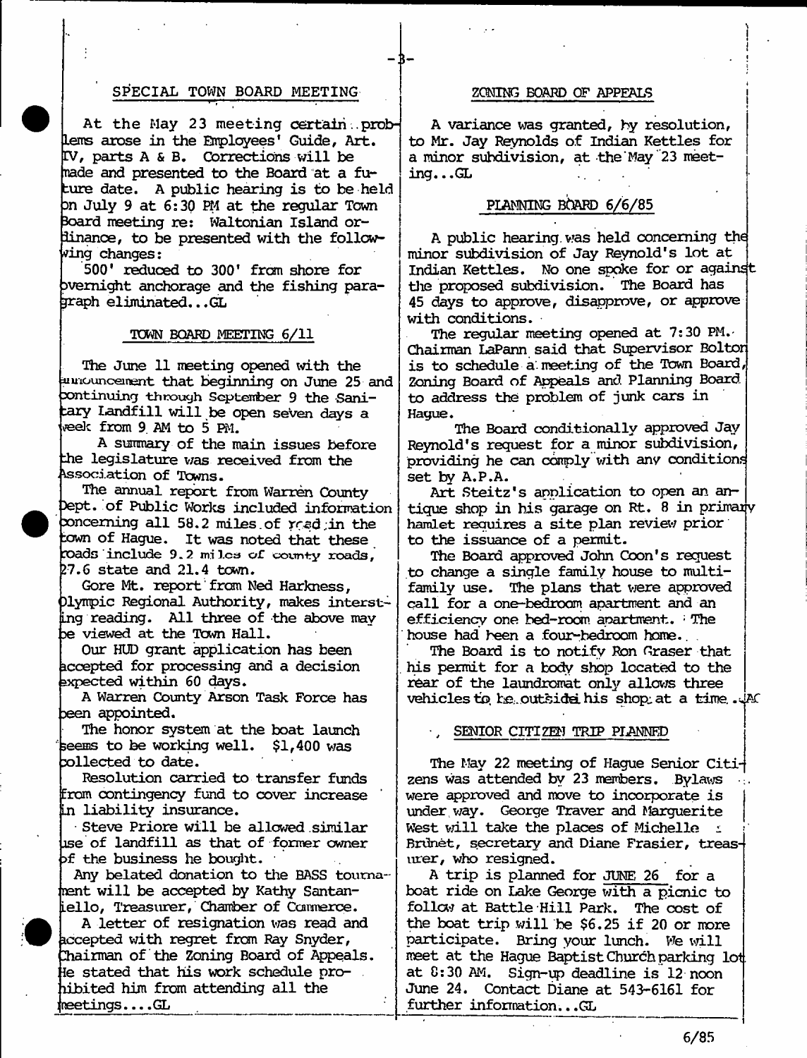## SPECIAL TOWN BOARD MEETING

At the May 23 meeting certain problems arose in the Employees' Guide, Art. IV, parts A & B. Corrections will be made and presented to the Board at a future date. A public hearing is to be held on July 9 at 6:30 PM at the regular Town Board meeting re: Waltonian Island ordinance, to be presented with the following changes:

500' reduced to 300' from shore for overnight anchorage and the fishing paragraph eliminated...GL

## TOWN BOARD MEETING 6/11

The June 11 meeting opened with the announcement that beginning on June 25 and continuing through September 9 the Sanitary Landfill will be open seven days a week from 9 AM to 5 PM.

A summary of the main issues before the legislature was received from the Association of Towns.

The annual report from Warren County Dept. of Public Works included information concerning all 58.2 miles of road in the town of Hague. It was noted that these roads include 9.2 miles of county roads, 27.6 state and 21.4 town.

Gore Mt. report from Ned Harkness, Olympic Regional Authority, makes interesting reading. All three of the above may be viewed at the Town Hall.

Our HUD grant application has been accepted for processing and a decision expected within 60 days.

A Warren County Arson Task Force has been appointed.

The honor system at the boat launch seems to be working well. $1,400 was collected to date.

Resolution carried to transfer funds from contingency fund to cover increase in liability insurance.

Steve Priore will be allowed similar use of landfill as that of former owner of the business he bought.

Any belated donation to the BASS tournament will be accepted by Kathy Santaniello, Treasurer, Chamber of Commerce.

A letter of resignation was read and accepted with regret from Ray Snyder, Chairman of the Zoning Board of Appeals. He stated that his work schedule prohibited him from attending all the meetings....GL

## ZONING BOARD OF APPEALS

A variance was granted, by resolution, to Mr. Jay Reynolds of Indian Kettles for a minor subdivision, at the May 23 meeting...GL

## PLANNING BOARD 6/6/85

A public hearing was held concerning the minor subdivision of Jay Reynold's lot at Indian Kettles. No one spoke for or against the proposed subdivision. The Board has 45 days to approve, disapprove, or approve with conditions.

The regular meeting opened at 7:30 PM. Chairman LaPann said that Supervisor Bolton is to schedule a meeting of the Town Board, Zoning Board of Appeals and Planning Board to address the problem of junk cars in Hague.

The Board conditionally approved Jay Reynold's request for a minor subdivision, providing he can comply with any conditions set by A.P.A.

Art Steitz's application to open an antique shop in his garage on Rt. 8 in primary hamlet requires a site plan review prior to the issuance of a permit.

The Board approved John Coon's request to change a single family house to multi-family use. The plans that were approved call for a one-bedroom apartment and an efficiency one bed-room apartment. The house had been a four-bedroom home.

The Board is to notify Ron Graser that his permit for a body shop located to the rear of the laundromat only allows three vehicles to be outside his shop at a time..JAC

## SENIOR CITIZEN TRIP PLANNED

The May 22 meeting of Hague Senior Citizens was attended by 23 members. Bylaws were approved and move to incorporate is under way. George Traver and Marguerite West will take the places of Michelle Brunet, secretary and Diane Frasier, treasurer, who resigned.

A trip is planned for JUNE 26 for a boat ride on Lake George with a picnic to follow at Battle Hill Park. The cost of the boat trip will be $6.25 if 20 or more participate. Bring your lunch. We will meet at the Hague Baptist Church parking lot at 8:30 AM. Sign-up deadline is 12 noon June 24. Contact Diane at 543-6161 for further information...GL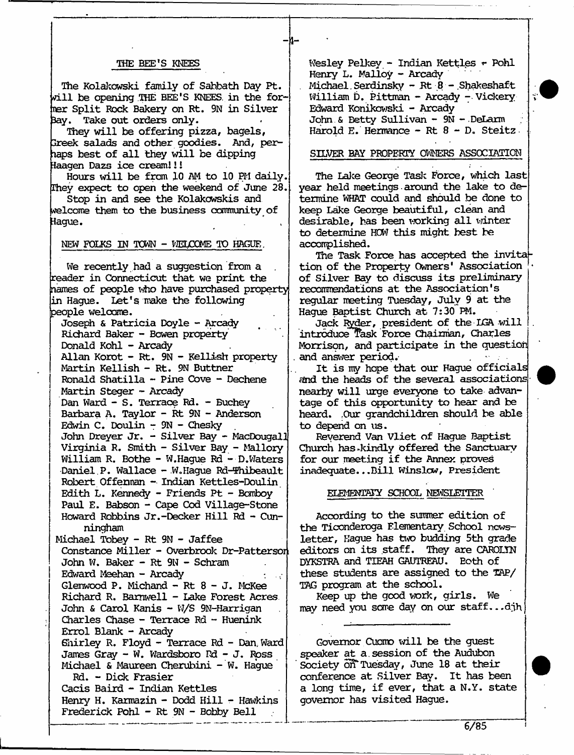## THE BEE'S KNEES

The Kolakowski family of Sabbath Day Pt. will be opening THE BEE'S KNEES in the former Split Rock Bakery on Rt. 9N in Silver Bay. Take out orders only.

They will be offering pizza, bagels, Greek salads and other goodies. And, perhaps best of all they will be dipping Haagen Dazs ice cream!!!

Hours will be from 10 AM to 10 PM daily. They expect to open the weekend of June 28.

Stop in and see the Kolakowskis and welcome them to the business community of Hague.

## NEW FOLKS IN TOWN - WELCOME TO HAGUE

We recently had a suggestion from a reader in Connecticut that we print the names of people who have purchased property in Hague. Let's make the following people welcome.

Joseph & Patricia Doyle - Arcady
Richard Baker - Bowen property
Donald Kohl - Arcady
Allan Korot - Rt. 9N - Kellish property
Martin Kellish - Rt. 9N Buttner
Ronald Shatilla - Pine Cove - Dechene
Martin Steger - Arcady
Dan Ward - S. Terrace Rd. - Buchey
Barbara A. Taylor - Rt 9N - Anderson
Edwin C. Doulin - 9N - Chesky
John Dreyer Jr. - Silver Bay - MacDougall
Virginia R. Smith - Silver Bay - Mallory
William R. Bothe - W.Hague Rd - D.Waters
Daniel P. Wallace - W.Hague Rd-Thibeault
Robert Offenman - Indian Kettles-Doulin
Edith L. Kennedy - Friends Pt - Bomboy
Paul E. Babson - Cape Cod Village-Stone
Howard Robbins Jr.-Decker Hill Rd - Cunningham
Michael Tobey - Rt 9N - Jaffee
Constance Miller - Overbrook Dr-Patterson
John W. Baker - Rt 9N - Schram
Edward Meehan - Arcady
Glenwood P. Michand - Rt 8 - J. McKee
Richard R. Barnwell - Lake Forest Acres
John & Carol Kanis - W/S 9N-Harrigan
Charles Chase - Terrace Rd - Huenink
Errol Blank - Arcady
Shirley R. Floyd - Terrace Rd - Dan Ward
James Gray - W. Wardsboro Rd - J. Ross
Michael & Maureen Cherubini - W. Hague Rd. - Dick Frasier
Cacis Baird - Indian Kettles
Henry H. Karmazin - Dodd Hill - Hawkins
Frederick Pohl - Rt 9N - Bobby Bell
Wesley Pelkey - Indian Kettles - Pohl
Henry L. Malloy - Arcady
Michael Serdinsky - Rt 8 - Shakeshaft
William D. Pittman - Arcady - Vickery
Edward Konikowski - Arcady
John & Betty Sullivan - 9N - DeLarm
Harold E. Hermance - Rt 8 - D. Steitz

## SILVER BAY PROPERTY OWNERS ASSOCIATION

The Lake George Task Force, which last year held meetings around the lake to determine WHAT could and should be done to keep Lake George beautiful, clean and desirable, has been working all winter to determine HOW this might best be accomplished.

The Task Force has accepted the invitation of the Property Owners' Association of Silver Bay to discuss its preliminary recommendations at the Association's regular meeting Tuesday, July 9 at the Hague Baptist Church at 7:30 PM.

Jack Ryder, president of the LGA will introduce Task Force Chairman, Charles Morrison, and participate in the question and answer period.

It is my hope that our Hague officials and the heads of the several associations nearby will urge everyone to take advantage of this opportunity to hear and be heard. Our grandchildren should be able to depend on us.

Reverend Van Vliet of Hague Baptist Church has kindly offered the Sanctuary for our meeting if the Annex proves inadequate...Bill Winslow, President

## ELEMENTARY SCHOOL NEWSLETTER

According to the summer edition of the Ticonderoga Elementary School newsletter, Hague has two budding 5th grade editors on its staff. They are CAROLYN DYKSTRA and TIEAH GAUTREAU. Both of these students are assigned to the TAP/TAG program at the school.

Keep up the good work, girls. We may need you some day on our staff...djh

---

Governor Cuomo will be the guest speaker at a session of the Audubon Society on Tuesday, June 18 at their conference at Silver Bay. It has been a long time, if ever, that a N.Y. state governor has visited Hague.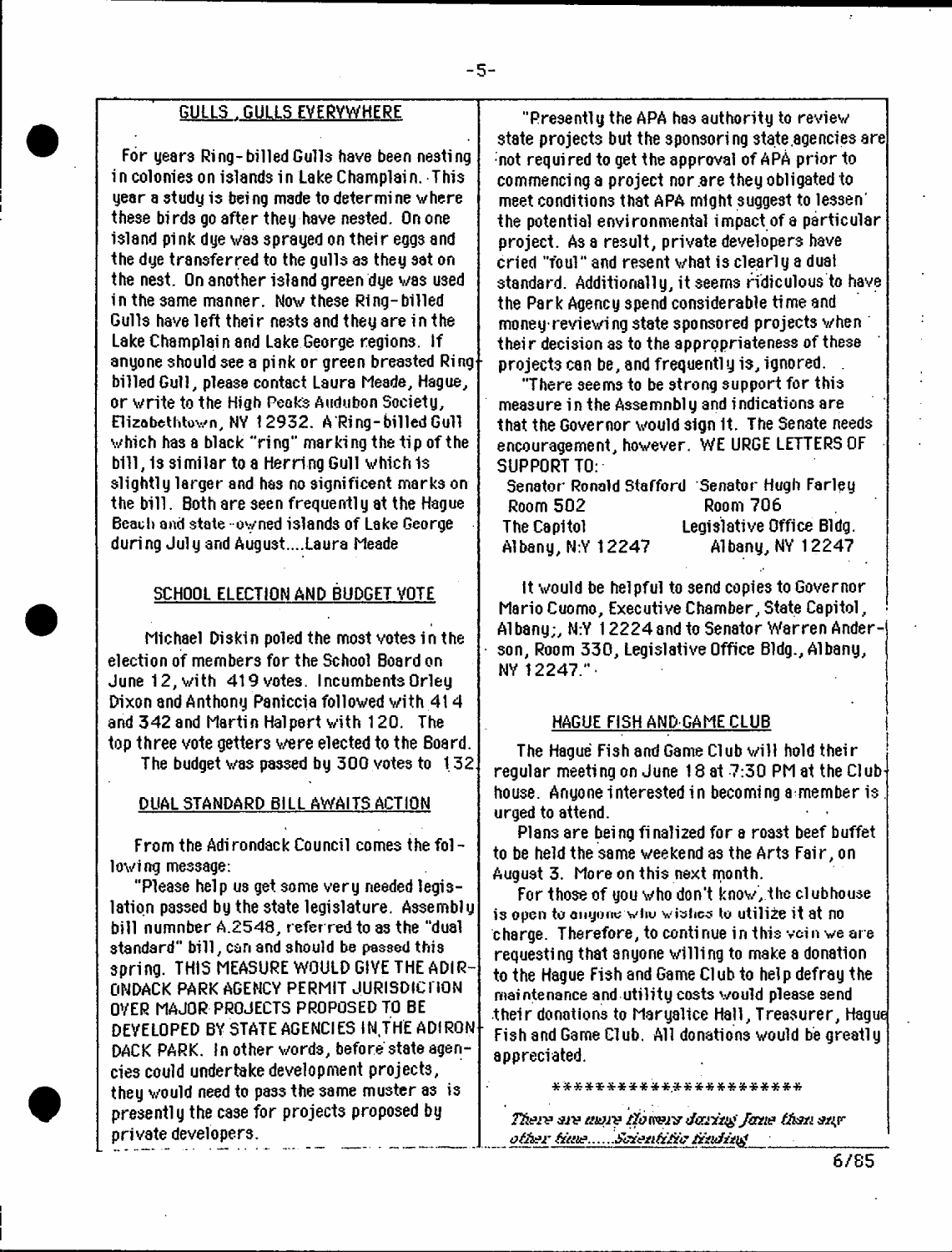## GULLS , GULLS EVERYWHERE

For years Ring-billed Gulls have been nesting in colonies on islands in Lake Champlain. This year a study is being made to determine where these birds go after they have nested. On one island pink dye was sprayed on their eggs and the dye transferred to the gulls as they sat on the nest. On another island green dye was used in the same manner. Now these Ring-billed Gulls have left their nests and they are in the Lake Champlain and Lake George regions. If anyone should see a pink or green breasted Ring-billed Gull, please contact Laura Meade, Hague, or write to the High Peaks Audubon Society, Elizabethtown, NY 12932. A Ring-billed Gull which has a black "ring" marking the tip of the bill, is similar to a Herring Gull which is slightly larger and has no significent marks on the bill. Both are seen frequently at the Hague Beach and state-owned islands of Lake George during July and August....Laura Meade

## SCHOOL ELECTION AND BUDGET VOTE

Michael Diskin poled the most votes in the election of members for the School Board on June 12, with 419 votes. Incumbents Orley Dixon and Anthony Paniccia followed with 414 and 342 and Martin Halpert with 120. The top three vote getters were elected to the Board.

The budget was passed by 300 votes to 132.

## DUAL STANDARD BILL AWAITS ACTION

From the Adirondack Council comes the following message:

"Please help us get some very needed legislation passed by the state legislature. Assembly bill numnber A.2548, referred to as the "dual standard" bill, can and should be passed this spring. THIS MEASURE WOULD GIVE THE ADIRONDACK PARK AGENCY PERMIT JURISDICTION OVER MAJOR PROJECTS PROPOSED TO BE DEVELOPED BY STATE AGENCIES IN THE ADIRONDACK PARK. In other words, before state agencies could undertake development projects, they would need to pass the same muster as is presently the case for projects proposed by private developers.

"Presently the APA has authority to review state projects but the sponsoring state agencies are not required to get the approval of APA prior to commencing a project nor are they obligated to meet conditions that APA might suggest to lessen the potential environmental impact of a particular project. As a result, private developers have cried "foul" and resent what is clearly a dual standard. Additionally, it seems ridiculous to have the Park Agency spend considerable time and money reviewing state sponsored projects when their decision as to the appropriateness of these projects can be, and frequently is, ignored.

"There seems to be strong support for this measure in the Assemnbly and indications are that the Governor would sign it. The Senate needs encouragement, however. WE URGE LETTERS OF SUPPORT TO:

| Senator Ronald Stafford | Senator Hugh Farley |
|---|---|
| Room 502 | Room 706 |
| The Capitol | Legislative Office Bldg. |
| Albany, N.Y 12247 | Albany, NY 12247 |

It would be helpful to send copies to Governor Mario Cuomo, Executive Chamber, State Capitol, Albany;, N.Y 12224 and to Senator Warren Anderson, Room 330, Legislative Office Bldg., Albany, NY 12247."

## HAGUE FISH AND GAME CLUB

The Hague Fish and Game Club will hold their regular meeting on June 18 at 7:30 PM at the Clubhouse. Anyone interested in becoming a member is urged to attend.

Plans are being finalized for a roast beef buffet to be held the same weekend as the Arts Fair, on August 3. More on this next month.

For those of you who don't know, the clubhouse is open to anyone who wishes to utilize it at no charge. Therefore, to continue in this vein we are requesting that anyone willing to make a donation to the Hague Fish and Game Club to help defray the maintenance and utility costs would please send their donations to Maryalice Hall, Treasurer, Hague Fish and Game Club. All donations would be greatly appreciated.

**********************

*There are more flowers during June than any other time.....Scientific finding*

6/85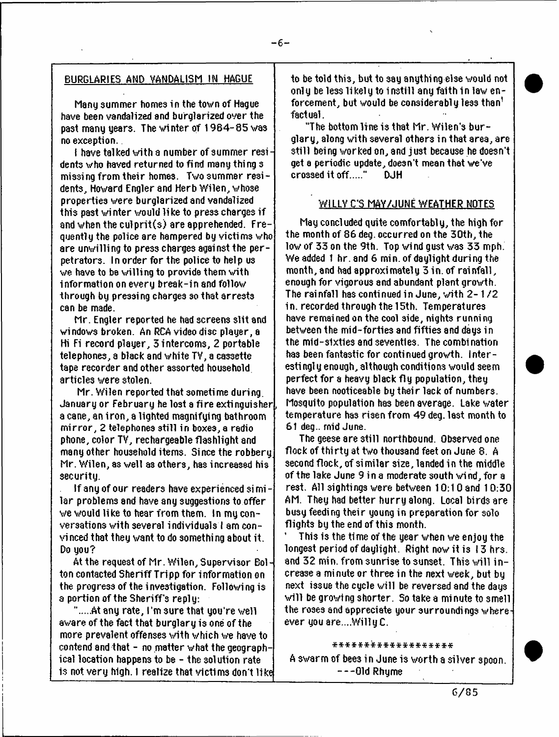## BURGLARIES AND VANDALISM IN HAGUE

Many summer homes in the town of Hague have been vandalized and burglarized over the past many years. The winter of 1984-85 was no exception.

I have talked with a number of summer residents who haved returned to find many thing s missing from their homes. Two summer residents, Howard Engler and Herb Wilen, whose properties were burglarized and vandalized this past winter would like to press charges if and when the culprit(s) are apprehended. Frequently the police are hampered by victims who are unwilling to press charges against the perpetrators. In order for the police to help us we have to be willing to provide them with information on every break-in and follow through by pressing charges so that arrests can be made.

Mr. Engler reported he had screens slit and windows broken. An RCA video disc player, a Hi Fi record player, 3 intercoms, 2 portable telephones, a black and white TV, a cassette tape recorder and other assorted household articles were stolen.

Mr. Wilen reported that sometime during January or February he lost a fire extinguisher, a cane, an iron, a lighted magnifying bathroom mirror, 2 telephones still in boxes, a radio phone, color TV, rechargeable flashlight and many other household items. Since the robbery Mr. Wilen, as well as others, has increased his security.

If any of our readers have experienced similar problems and have any suggestions to offer we would like to hear from them. In my conversations with several individuals I am convinced that they want to do something about it. Do you?

At the request of Mr. Wilen, Supervisor Bolton contacted Sheriff Tripp for information on the progress of the investigation. Following is a portion of the Sheriff's reply:

".....At any rate, I'm sure that you're well aware of the fact that burglary is one of the more prevalent offenses with which we have to contend and that - no matter what the geographical location happens to be - the solution rate is not very high. I realize that victims don't like to be told this, but to say anything else would not only be less likely to instill any faith in law enforcement, but would be considerably less than factual.

"The bottom line is that Mr. Wilen's burglary, along with several others in that area, are still being worked on, and just because he doesn't get a periodic update, doesn't mean that we've crossed it off....." DJH

## WILLY C'S MAY/JUNE WEATHER NOTES

May concluded quite comfortably, the high for the month of 86 deg. occurred on the 30th, the low of 33 on the 9th. Top wind gust was 33 mph. We added 1 hr. and 6 min. of daylight during the month, and had approximately 3 in. of rainfall, enough for vigorous and abundant plant growth. The rainfall has continued in June, with 2-1/2 in. recorded through the 15th. Temperatures have remained on the cool side, nights running between the mid-forties and fifties and days in the mid-sixties and seventies. The combination has been fantastic for continued growth. Interestingly enough, although conditions would seem perfect for a heavy black fly population, they have been nooticeable by their lack of numbers. Mosquito population has been average. Lake water temperature has risen from 49 deg. last month to 61 deg.. mid June.

The geese are still northbound. Observed one flock of thirty at two thousand feet on June 8. A second flock, of similar size, landed in the middle of the lake June 9 in a moderate south wind, for a rest. All sightings were between 10:10 and 10:30 AM. They had better hurry along. Local birds are busy feeding their young in preparation for solo flights by the end of this month.

This is the time of the year when we enjoy the longest period of daylight. Right now it is 13 hrs. and 32 min. from sunrise to sunset. This will increase a minute or three in the next week, but by next issue the cycle will be reversed and the days will be growing shorter. So take a minute to smell the roses and appreciate your surroundings wherever you are....Willy C.

******************

A swarm of bees in June is worth a silver spoon.
---Old Rhyme

6/85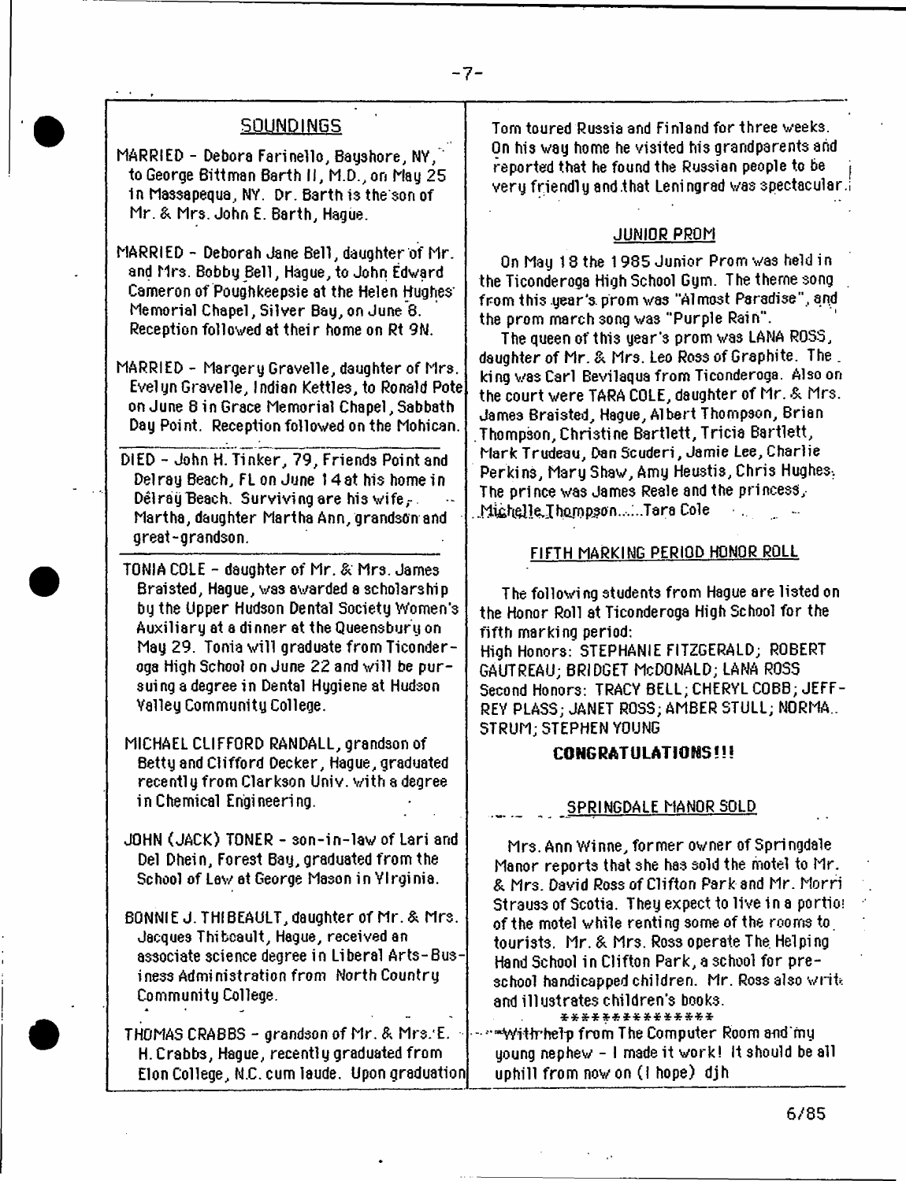## SOUNDINGS

MARRIED - Debora Farinello, Bayshore, NY, to George Bittman Barth II, M.D., on May 25 in Massapequa, NY. Dr. Barth is the son of Mr. & Mrs. John E. Barth, Hague.

MARRIED - Deborah Jane Bell, daughter of Mr. and Mrs. Bobby Bell, Hague, to John Edward Cameron of Poughkeepsie at the Helen Hughes Memorial Chapel, Silver Bay, on June 8. Reception followed at their home on Rt 9N.

MARRIED - Margery Gravelle, daughter of Mrs. Evelyn Gravelle, Indian Kettles, to Ronald Pote on June 8 in Grace Memorial Chapel, Sabbath Day Point. Reception followed on the Mohican.

DIED - John H. Tinker, 79, Friends Point and Delray Beach, FL on June 14 at his home in Delray Beach. Surviving are his wife, Martha, daughter Martha Ann, grandson and great-grandson.

TONIA COLE - daughter of Mr. & Mrs. James Braisted, Hague, was awarded a scholarship by the Upper Hudson Dental Society Women's Auxiliary at a dinner at the Queensbury on May 29. Tonia will graduate from Ticonderoga High School on June 22 and will be pursuing a degree in Dental Hygiene at Hudson Valley Community College.

MICHAEL CLIFFORD RANDALL, grandson of Betty and Clifford Decker, Hague, graduated recently from Clarkson Univ. with a degree in Chemical Engineering.

JOHN (JACK) TONER - son-in-law of Lari and Del Dhein, Forest Bay, graduated from the School of Law at George Mason in Virginia.

BONNIE J. THIBEAULT, daughter of Mr. & Mrs. Jacques Thibeault, Hague, received an associate science degree in Liberal Arts-Business Administration from North Country Community College.

THOMAS CRABBS - grandson of Mr. & Mrs. E. H. Crabbs, Hague, recently graduated from Elon College, N.C. cum laude. Upon graduation Tom toured Russia and Finland for three weeks. On his way home he visited his grandparents and reported that he found the Russian people to be very friendly and that Leningrad was spectacular.

## JUNIOR PROM

On May 18 the 1985 Junior Prom was held in the Ticonderoga High School Gym. The theme song from this year's prom was "Almost Paradise", and the prom march song was "Purple Rain".

The queen of this year's prom was LANA ROSS, daughter of Mr. & Mrs. Leo Ross of Graphite. The king was Carl Bevilaqua from Ticonderoga. Also on the court were TARA COLE, daughter of Mr. & Mrs. James Braisted, Hague, Albert Thompson, Brian Thompson, Christine Bartlett, Tricia Bartlett, Mark Trudeau, Dan Scuderi, Jamie Lee, Charlie Perkins, Mary Shaw, Amy Heustis, Chris Hughes. The prince was James Reale and the princess, Michelle Thompson.....Tara Cole

## FIFTH MARKING PERIOD HONOR ROLL

The following students from Hague are listed on the Honor Roll at Ticonderoga High School for the fifth marking period:

High Honors: STEPHANIE FITZGERALD; ROBERT GAUTREAU; BRIDGET McDONALD; LANA ROSS

Second Honors: TRACY BELL; CHERYL COBB; JEFFREY PLASS; JANET ROSS; AMBER STULL; NORMA STRUM; STEPHEN YOUNG

**CONGRATULATIONS!!!**

## SPRINGDALE MANOR SOLD

Mrs. Ann Winne, former owner of Springdale Manor reports that she has sold the motel to Mr. & Mrs. David Ross of Clifton Park and Mr. Morri Strauss of Scotia. They expect to live in a portion of the motel while renting some of the rooms to tourists. Mr. & Mrs. Ross operate The Helping Hand School in Clifton Park, a school for preschool handicapped children. Mr. Ross also writes and illustrates children's books.

***************

With help from The Computer Room and my young nephew - I made it work! It should be all uphill from now on (I hope) djh

6/85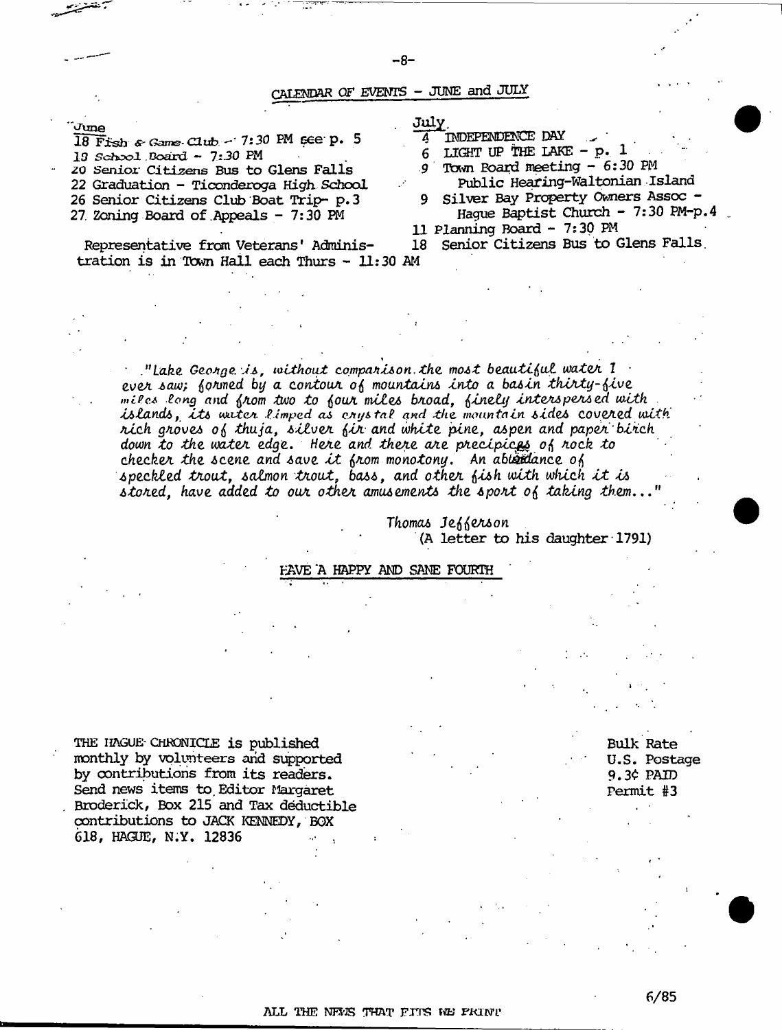## CALENDAR OF EVENTS - JUNE and JULY

**June**

18 Fish & Game Club - 7:30 PM see p. 5
19 School Board - 7:30 PM
20 Senior Citizens Bus to Glens Falls
22 Graduation - Ticonderoga High School
26 Senior Citizens Club Boat Trip- p.3
27 Zoning Board of Appeals - 7:30 PM

Representative from Veterans' Administration is in Town Hall each Thurs - 11:30 AM

**July**

4 INDEPENDENCE DAY
6 LIGHT UP THE LAKE - p. 1
9 Town Board meeting - 6:30 PM
Public Hearing-Waltonian Island
9 Silver Bay Property Owners Assoc -
Hague Baptist Church - 7:30 PM-p.4
11 Planning Board - 7:30 PM
18 Senior Citizens Bus to Glens Falls

*"Lake George is, without comparison the most beautiful water I ever saw; formed by a contour of mountains into a basin thirty-five miles long and from two to four miles broad, finely interspersed with islands, its water limped as crystal and the mountain sides covered with rich groves of thuja, silver fir and white pine, aspen and paper birch down to the water edge. Here and there are precipices of rock to checker the scene and save it from monotony. An abundance of speckled trout, salmon trout, bass, and other fish with which it is stored, have added to our other amusements the sport of taking them..."*

*Thomas Jefferson*
(A letter to his daughter 1791)

HAVE A HAPPY AND SANE FOURTH

THE HAGUE CHRONICLE is published monthly by volunteers and supported by contributions from its readers. Send news items to Editor Margaret Broderick, Box 215 and Tax deductible contributions to JACK KENNEDY, BOX 618, HAGUE, N.Y. 12836

Bulk Rate
U.S. Postage
9.3¢ PAID
Permit #3

6/85

ALL THE NEWS THAT FITS WE PRINT